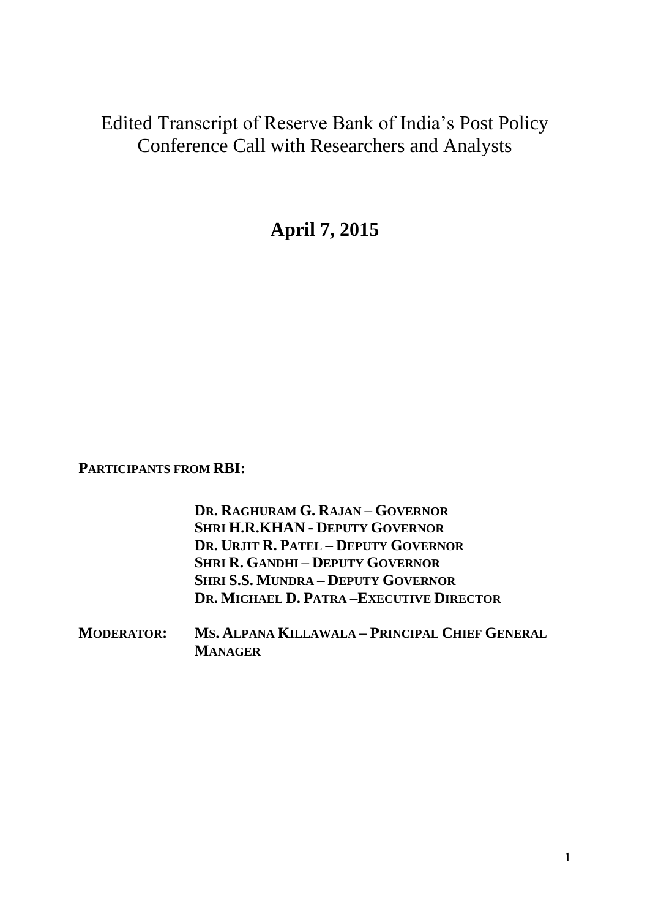# Edited Transcript of Reserve Bank of India's Post Policy Conference Call with Researchers and Analysts

## April 7, 2015

**PARTICIPANTS FROM RBI:**

**DR. RAGHURAM G. RAJAN – GOVERNOR**
**SHRI H.R.KHAN - DEPUTY GOVERNOR**
**DR. URJIT R. PATEL – DEPUTY GOVERNOR**
**SHRI R. GANDHI – DEPUTY GOVERNOR**
**SHRI S.S. MUNDRA – DEPUTY GOVERNOR**
**DR. MICHAEL D. PATRA –EXECUTIVE DIRECTOR**

**MODERATOR:** **MS. ALPANA KILLAWALA – PRINCIPAL CHIEF GENERAL MANAGER**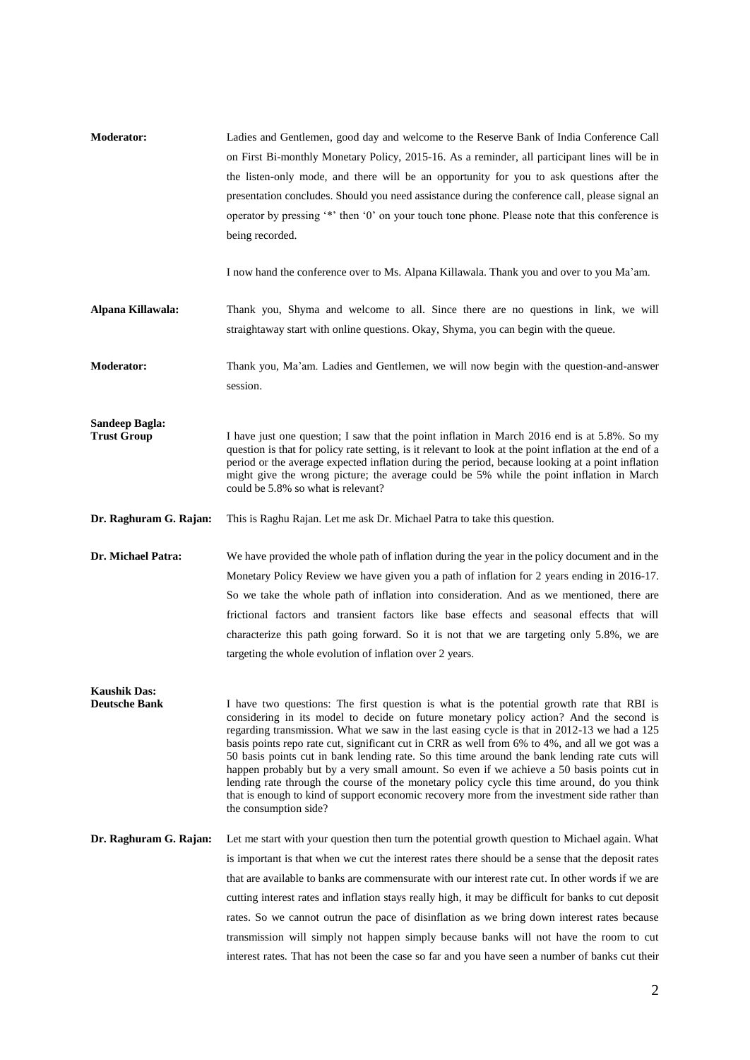**Moderator:** Ladies and Gentlemen, good day and welcome to the Reserve Bank of India Conference Call on First Bi-monthly Monetary Policy, 2015-16. As a reminder, all participant lines will be in the listen-only mode, and there will be an opportunity for you to ask questions after the presentation concludes. Should you need assistance during the conference call, please signal an operator by pressing '*' then '0' on your touch tone phone. Please note that this conference is being recorded.

I now hand the conference over to Ms. Alpana Killawala. Thank you and over to you Ma'am.

**Alpana Killawala:** Thank you, Shyma and welcome to all. Since there are no questions in link, we will straightaway start with online questions. Okay, Shyma, you can begin with the queue.

**Moderator:** Thank you, Ma'am. Ladies and Gentlemen, we will now begin with the question-and-answer session.

**Sandeep Bagla: Trust Group** I have just one question; I saw that the point inflation in March 2016 end is at 5.8%. So my question is that for policy rate setting, is it relevant to look at the point inflation at the end of a period or the average expected inflation during the period, because looking at a point inflation might give the wrong picture; the average could be 5% while the point inflation in March could be 5.8% so what is relevant?

**Dr. Raghuram G. Rajan:** This is Raghu Rajan. Let me ask Dr. Michael Patra to take this question.

**Dr. Michael Patra:** We have provided the whole path of inflation during the year in the policy document and in the Monetary Policy Review we have given you a path of inflation for 2 years ending in 2016-17. So we take the whole path of inflation into consideration. And as we mentioned, there are frictional factors and transient factors like base effects and seasonal effects that will characterize this path going forward. So it is not that we are targeting only 5.8%, we are targeting the whole evolution of inflation over 2 years.

**Kaushik Das: Deutsche Bank** I have two questions: The first question is what is the potential growth rate that RBI is considering in its model to decide on future monetary policy action? And the second is regarding transmission. What we saw in the last easing cycle is that in 2012-13 we had a 125 basis points repo rate cut, significant cut in CRR as well from 6% to 4%, and all we got was a 50 basis points cut in bank lending rate. So this time around the bank lending rate cuts will happen probably but by a very small amount. So even if we achieve a 50 basis points cut in lending rate through the course of the monetary policy cycle this time around, do you think that is enough to kind of support economic recovery more from the investment side rather than the consumption side?

**Dr. Raghuram G. Rajan:** Let me start with your question then turn the potential growth question to Michael again. What is important is that when we cut the interest rates there should be a sense that the deposit rates that are available to banks are commensurate with our interest rate cut. In other words if we are cutting interest rates and inflation stays really high, it may be difficult for banks to cut deposit rates. So we cannot outrun the pace of disinflation as we bring down interest rates because transmission will simply not happen simply because banks will not have the room to cut interest rates. That has not been the case so far and you have seen a number of banks cut their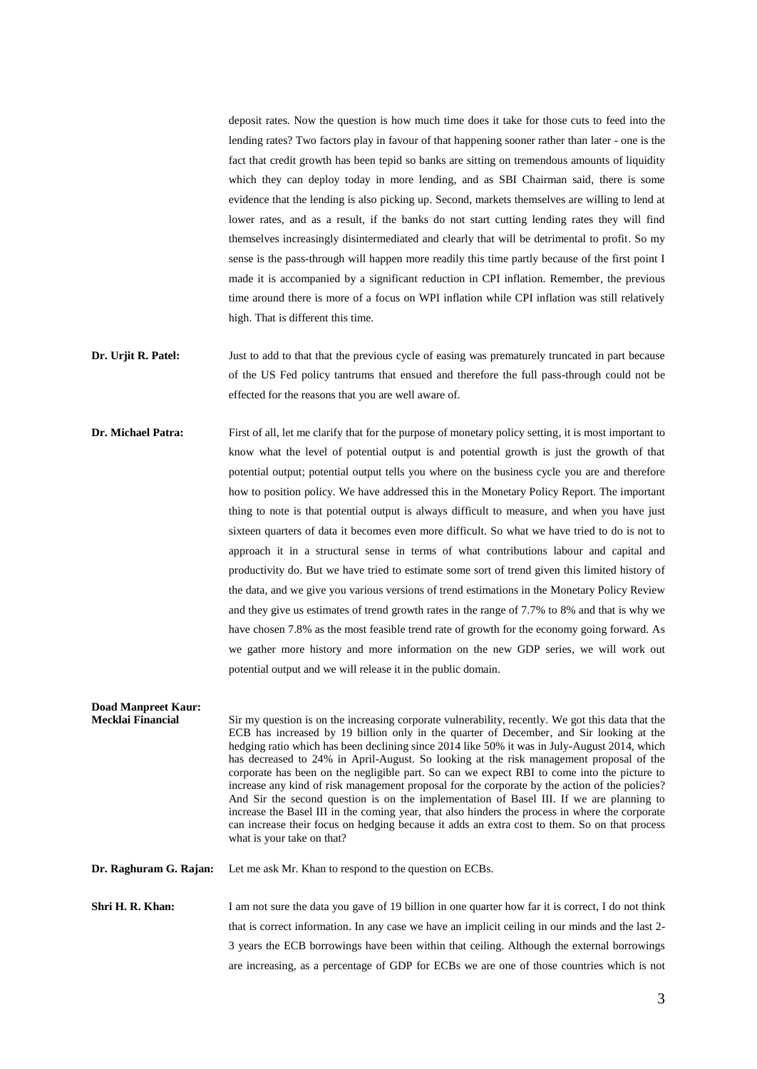deposit rates. Now the question is how much time does it take for those cuts to feed into the lending rates? Two factors play in favour of that happening sooner rather than later - one is the fact that credit growth has been tepid so banks are sitting on tremendous amounts of liquidity which they can deploy today in more lending, and as SBI Chairman said, there is some evidence that the lending is also picking up. Second, markets themselves are willing to lend at lower rates, and as a result, if the banks do not start cutting lending rates they will find themselves increasingly disintermediated and clearly that will be detrimental to profit. So my sense is the pass-through will happen more readily this time partly because of the first point I made it is accompanied by a significant reduction in CPI inflation. Remember, the previous time around there is more of a focus on WPI inflation while CPI inflation was still relatively high. That is different this time.

**Dr. Urjit R. Patel:** Just to add to that that the previous cycle of easing was prematurely truncated in part because of the US Fed policy tantrums that ensued and therefore the full pass-through could not be effected for the reasons that you are well aware of.

**Dr. Michael Patra:** First of all, let me clarify that for the purpose of monetary policy setting, it is most important to know what the level of potential output is and potential growth is just the growth of that potential output; potential output tells you where on the business cycle you are and therefore how to position policy. We have addressed this in the Monetary Policy Report. The important thing to note is that potential output is always difficult to measure, and when you have just sixteen quarters of data it becomes even more difficult. So what we have tried to do is not to approach it in a structural sense in terms of what contributions labour and capital and productivity do. But we have tried to estimate some sort of trend given this limited history of the data, and we give you various versions of trend estimations in the Monetary Policy Review and they give us estimates of trend growth rates in the range of 7.7% to 8% and that is why we have chosen 7.8% as the most feasible trend rate of growth for the economy going forward. As we gather more history and more information on the new GDP series, we will work out potential output and we will release it in the public domain.

**Doad Manpreet Kaur: Mecklai Financial** Sir my question is on the increasing corporate vulnerability, recently. We got this data that the ECB has increased by 19 billion only in the quarter of December, and Sir looking at the hedging ratio which has been declining since 2014 like 50% it was in July-August 2014, which has decreased to 24% in April-August. So looking at the risk management proposal of the corporate has been on the negligible part. So can we expect RBI to come into the picture to increase any kind of risk management proposal for the corporate by the action of the policies? And Sir the second question is on the implementation of Basel III. If we are planning to increase the Basel III in the coming year, that also hinders the process in where the corporate can increase their focus on hedging because it adds an extra cost to them. So on that process what is your take on that?

**Dr. Raghuram G. Rajan:** Let me ask Mr. Khan to respond to the question on ECBs.

**Shri H. R. Khan:** I am not sure the data you gave of 19 billion in one quarter how far it is correct, I do not think that is correct information. In any case we have an implicit ceiling in our minds and the last 2-3 years the ECB borrowings have been within that ceiling. Although the external borrowings are increasing, as a percentage of GDP for ECBs we are one of those countries which is not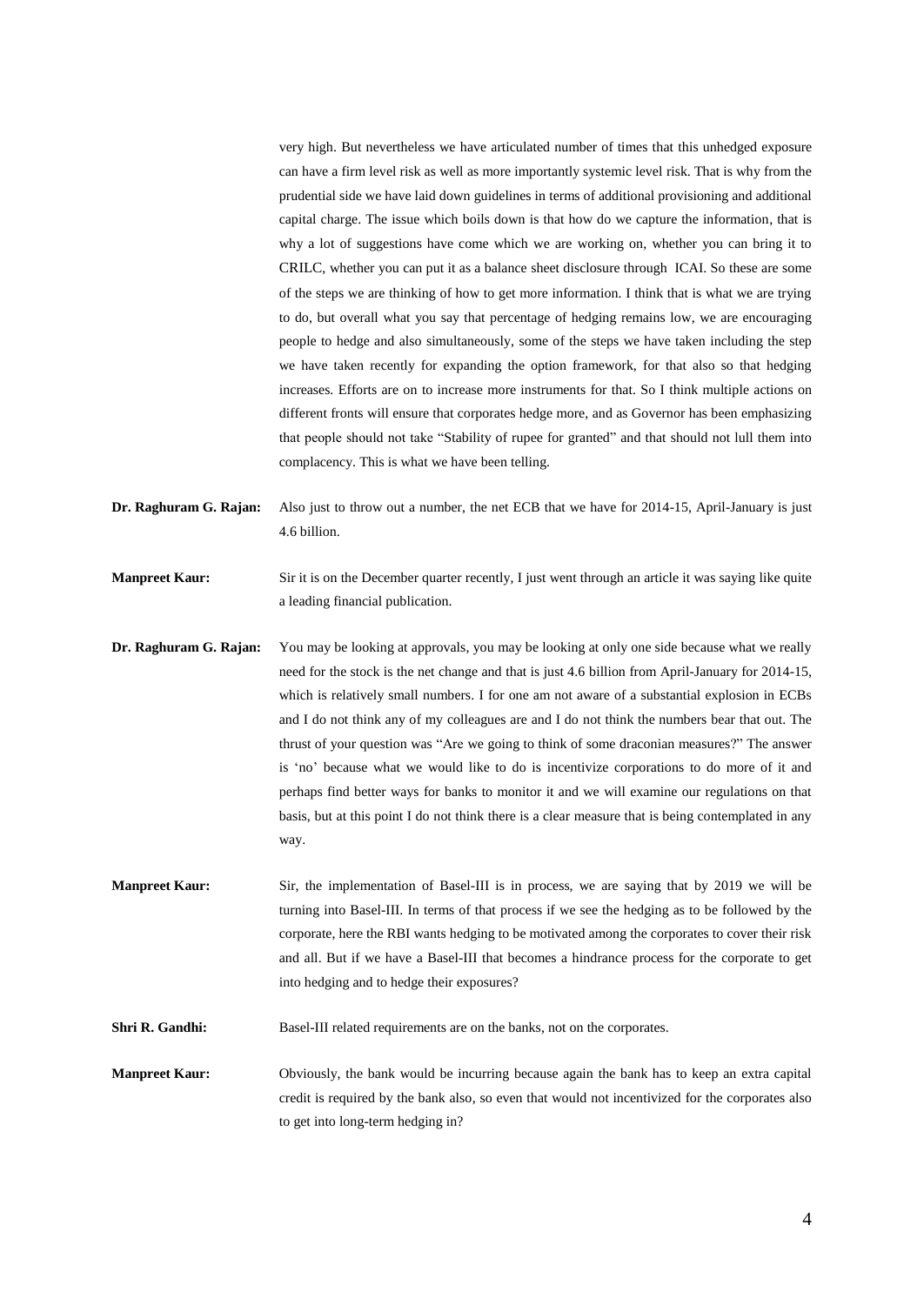very high. But nevertheless we have articulated number of times that this unhedged exposure can have a firm level risk as well as more importantly systemic level risk. That is why from the prudential side we have laid down guidelines in terms of additional provisioning and additional capital charge. The issue which boils down is that how do we capture the information, that is why a lot of suggestions have come which we are working on, whether you can bring it to CRILC, whether you can put it as a balance sheet disclosure through ICAI. So these are some of the steps we are thinking of how to get more information. I think that is what we are trying to do, but overall what you say that percentage of hedging remains low, we are encouraging people to hedge and also simultaneously, some of the steps we have taken including the step we have taken recently for expanding the option framework, for that also so that hedging increases. Efforts are on to increase more instruments for that. So I think multiple actions on different fronts will ensure that corporates hedge more, and as Governor has been emphasizing that people should not take "Stability of rupee for granted" and that should not lull them into complacency. This is what we have been telling.

**Dr. Raghuram G. Rajan:** Also just to throw out a number, the net ECB that we have for 2014-15, April-January is just 4.6 billion.

**Manpreet Kaur:** Sir it is on the December quarter recently, I just went through an article it was saying like quite a leading financial publication.

**Dr. Raghuram G. Rajan:** You may be looking at approvals, you may be looking at only one side because what we really need for the stock is the net change and that is just 4.6 billion from April-January for 2014-15, which is relatively small numbers. I for one am not aware of a substantial explosion in ECBs and I do not think any of my colleagues are and I do not think the numbers bear that out. The thrust of your question was "Are we going to think of some draconian measures?" The answer is 'no' because what we would like to do is incentivize corporations to do more of it and perhaps find better ways for banks to monitor it and we will examine our regulations on that basis, but at this point I do not think there is a clear measure that is being contemplated in any way.

**Manpreet Kaur:** Sir, the implementation of Basel-III is in process, we are saying that by 2019 we will be turning into Basel-III. In terms of that process if we see the hedging as to be followed by the corporate, here the RBI wants hedging to be motivated among the corporates to cover their risk and all. But if we have a Basel-III that becomes a hindrance process for the corporate to get into hedging and to hedge their exposures?

**Shri R. Gandhi:** Basel-III related requirements are on the banks, not on the corporates.

**Manpreet Kaur:** Obviously, the bank would be incurring because again the bank has to keep an extra capital credit is required by the bank also, so even that would not incentivized for the corporates also to get into long-term hedging in?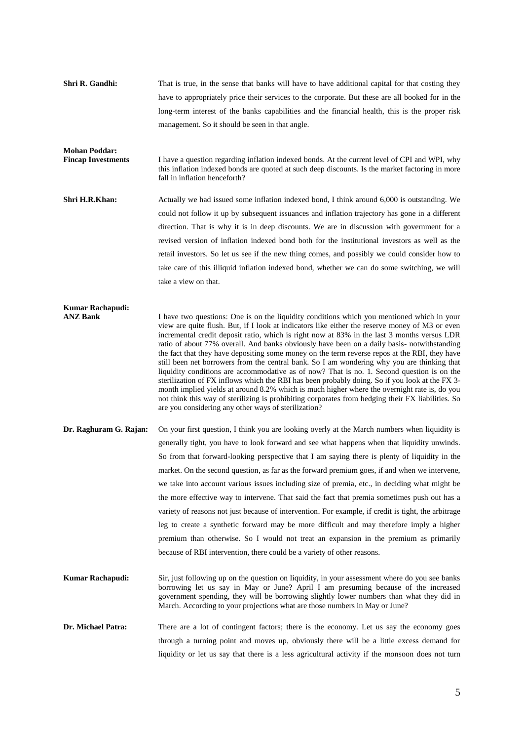**Shri R. Gandhi:** That is true, in the sense that banks will have to have additional capital for that costing they have to appropriately price their services to the corporate. But these are all booked for in the long-term interest of the banks capabilities and the financial health, this is the proper risk management. So it should be seen in that angle.

**Mohan Poddar: Fincap Investments** I have a question regarding inflation indexed bonds. At the current level of CPI and WPI, why this inflation indexed bonds are quoted at such deep discounts. Is the market factoring in more fall in inflation henceforth?

**Shri H.R.Khan:** Actually we had issued some inflation indexed bond, I think around 6,000 is outstanding. We could not follow it up by subsequent issuances and inflation trajectory has gone in a different direction. That is why it is in deep discounts. We are in discussion with government for a revised version of inflation indexed bond both for the institutional investors as well as the retail investors. So let us see if the new thing comes, and possibly we could consider how to take care of this illiquid inflation indexed bond, whether we can do some switching, we will take a view on that.

**Kumar Rachapudi: ANZ Bank** I have two questions: One is on the liquidity conditions which you mentioned which in your view are quite flush. But, if I look at indicators like either the reserve money of M3 or even incremental credit deposit ratio, which is right now at 83% in the last 3 months versus LDR ratio of about 77% overall. And banks obviously have been on a daily basis- notwithstanding the fact that they have depositing some money on the term reverse repos at the RBI, they have still been net borrowers from the central bank. So I am wondering why you are thinking that liquidity conditions are accommodative as of now? That is no. 1. Second question is on the sterilization of FX inflows which the RBI has been probably doing. So if you look at the FX 3-month implied yields at around 8.2% which is much higher where the overnight rate is, do you not think this way of sterilizing is prohibiting corporates from hedging their FX liabilities. So are you considering any other ways of sterilization?

**Dr. Raghuram G. Rajan:** On your first question, I think you are looking overly at the March numbers when liquidity is generally tight, you have to look forward and see what happens when that liquidity unwinds. So from that forward-looking perspective that I am saying there is plenty of liquidity in the market. On the second question, as far as the forward premium goes, if and when we intervene, we take into account various issues including size of premia, etc., in deciding what might be the more effective way to intervene. That said the fact that premia sometimes push out has a variety of reasons not just because of intervention. For example, if credit is tight, the arbitrage leg to create a synthetic forward may be more difficult and may therefore imply a higher premium than otherwise. So I would not treat an expansion in the premium as primarily because of RBI intervention, there could be a variety of other reasons.

**Kumar Rachapudi:** Sir, just following up on the question on liquidity, in your assessment where do you see banks borrowing let us say in May or June? April I am presuming because of the increased government spending, they will be borrowing slightly lower numbers than what they did in March. According to your projections what are those numbers in May or June?

**Dr. Michael Patra:** There are a lot of contingent factors; there is the economy. Let us say the economy goes through a turning point and moves up, obviously there will be a little excess demand for liquidity or let us say that there is a less agricultural activity if the monsoon does not turn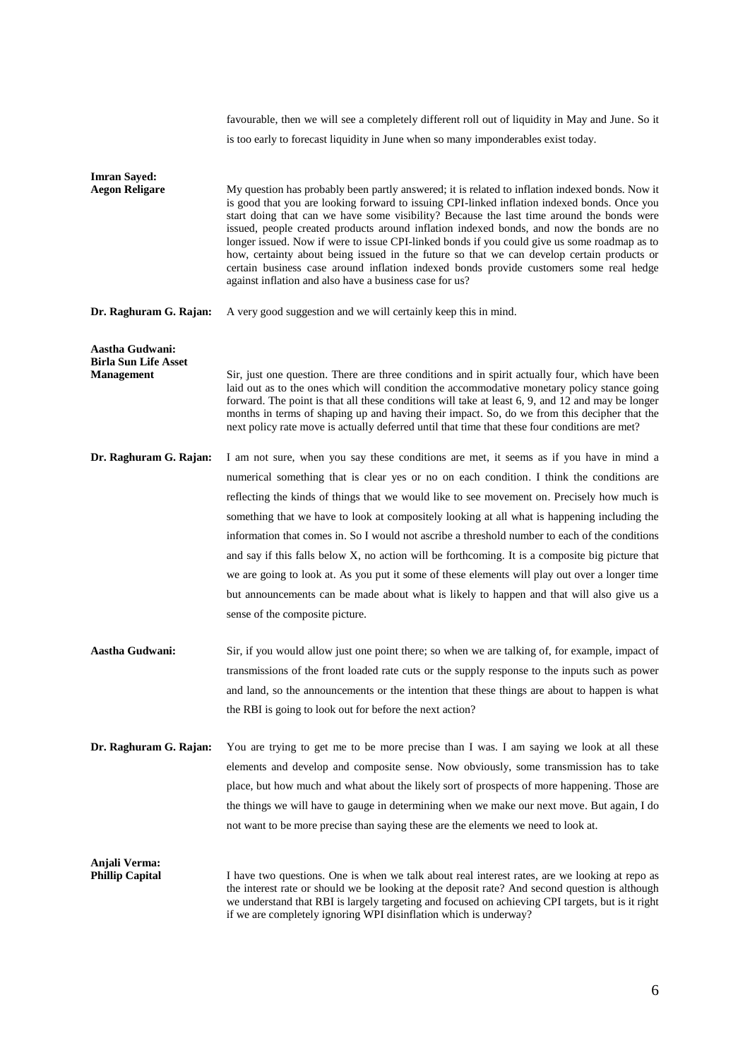favourable, then we will see a completely different roll out of liquidity in May and June. So it is too early to forecast liquidity in June when so many imponderables exist today.

**Imran Sayed: Aegon Religare**

My question has probably been partly answered; it is related to inflation indexed bonds. Now it is good that you are looking forward to issuing CPI-linked inflation indexed bonds. Once you start doing that can we have some visibility? Because the last time around the bonds were issued, people created products around inflation indexed bonds, and now the bonds are no longer issued. Now if were to issue CPI-linked bonds if you could give us some roadmap as to how, certainty about being issued in the future so that we can develop certain products or certain business case around inflation indexed bonds provide customers some real hedge against inflation and also have a business case for us?

**Dr. Raghuram G. Rajan:** A very good suggestion and we will certainly keep this in mind.

**Aastha Gudwani: Birla Sun Life Asset Management**

Sir, just one question. There are three conditions and in spirit actually four, which have been laid out as to the ones which will condition the accommodative monetary policy stance going forward. The point is that all these conditions will take at least 6, 9, and 12 and may be longer months in terms of shaping up and having their impact. So, do we from this decipher that the next policy rate move is actually deferred until that time that these four conditions are met?

**Dr. Raghuram G. Rajan:** I am not sure, when you say these conditions are met, it seems as if you have in mind a numerical something that is clear yes or no on each condition. I think the conditions are reflecting the kinds of things that we would like to see movement on. Precisely how much is something that we have to look at compositely looking at all what is happening including the information that comes in. So I would not ascribe a threshold number to each of the conditions and say if this falls below X, no action will be forthcoming. It is a composite big picture that we are going to look at. As you put it some of these elements will play out over a longer time but announcements can be made about what is likely to happen and that will also give us a sense of the composite picture.

**Aastha Gudwani:** Sir, if you would allow just one point there; so when we are talking of, for example, impact of transmissions of the front loaded rate cuts or the supply response to the inputs such as power and land, so the announcements or the intention that these things are about to happen is what the RBI is going to look out for before the next action?

**Dr. Raghuram G. Rajan:** You are trying to get me to be more precise than I was. I am saying we look at all these elements and develop and composite sense. Now obviously, some transmission has to take place, but how much and what about the likely sort of prospects of more happening. Those are the things we will have to gauge in determining when we make our next move. But again, I do not want to be more precise than saying these are the elements we need to look at.

**Anjali Verma: Phillip Capital**

I have two questions. One is when we talk about real interest rates, are we looking at repo as the interest rate or should we be looking at the deposit rate? And second question is although we understand that RBI is largely targeting and focused on achieving CPI targets, but is it right if we are completely ignoring WPI disinflation which is underway?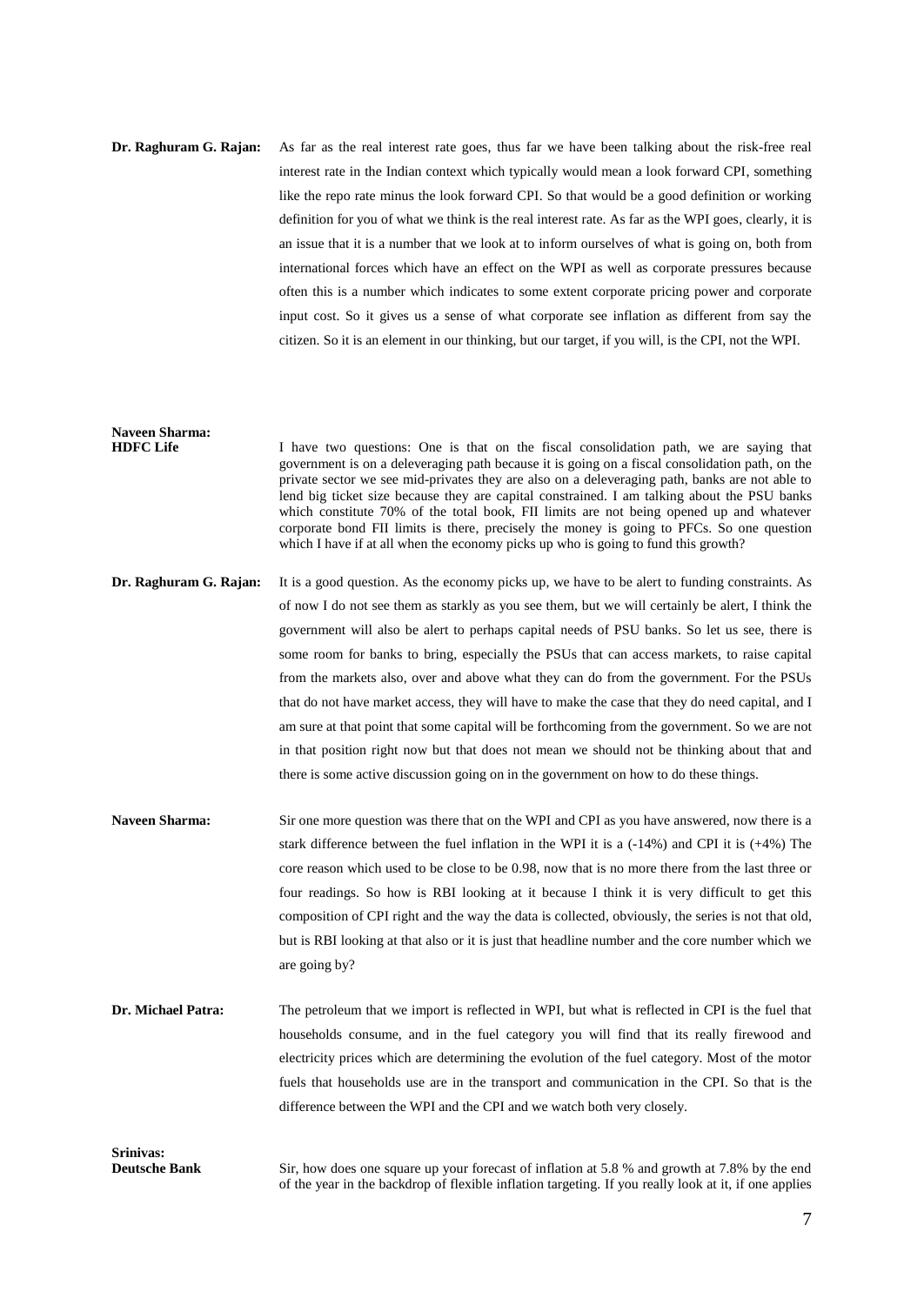**Dr. Raghuram G. Rajan:** As far as the real interest rate goes, thus far we have been talking about the risk-free real interest rate in the Indian context which typically would mean a look forward CPI, something like the repo rate minus the look forward CPI. So that would be a good definition or working definition for you of what we think is the real interest rate. As far as the WPI goes, clearly, it is an issue that it is a number that we look at to inform ourselves of what is going on, both from international forces which have an effect on the WPI as well as corporate pressures because often this is a number which indicates to some extent corporate pricing power and corporate input cost. So it gives us a sense of what corporate see inflation as different from say the citizen. So it is an element in our thinking, but our target, if you will, is the CPI, not the WPI.

**Naveen Sharma: HDFC Life** I have two questions: One is that on the fiscal consolidation path, we are saying that government is on a deleveraging path because it is going on a fiscal consolidation path, on the private sector we see mid-privates they are also on a deleveraging path, banks are not able to lend big ticket size because they are capital constrained. I am talking about the PSU banks which constitute 70% of the total book, FII limits are not being opened up and whatever corporate bond FII limits is there, precisely the money is going to PFCs. So one question which I have if at all when the economy picks up who is going to fund this growth?

**Dr. Raghuram G. Rajan:** It is a good question. As the economy picks up, we have to be alert to funding constraints. As of now I do not see them as starkly as you see them, but we will certainly be alert, I think the government will also be alert to perhaps capital needs of PSU banks. So let us see, there is some room for banks to bring, especially the PSUs that can access markets, to raise capital from the markets also, over and above what they can do from the government. For the PSUs that do not have market access, they will have to make the case that they do need capital, and I am sure at that point that some capital will be forthcoming from the government. So we are not in that position right now but that does not mean we should not be thinking about that and there is some active discussion going on in the government on how to do these things.

**Naveen Sharma:** Sir one more question was there that on the WPI and CPI as you have answered, now there is a stark difference between the fuel inflation in the WPI it is a (-14%) and CPI it is (+4%) The core reason which used to be close to be 0.98, now that is no more there from the last three or four readings. So how is RBI looking at it because I think it is very difficult to get this composition of CPI right and the way the data is collected, obviously, the series is not that old, but is RBI looking at that also or it is just that headline number and the core number which we are going by?

**Dr. Michael Patra:** The petroleum that we import is reflected in WPI, but what is reflected in CPI is the fuel that households consume, and in the fuel category you will find that its really firewood and electricity prices which are determining the evolution of the fuel category. Most of the motor fuels that households use are in the transport and communication in the CPI. So that is the difference between the WPI and the CPI and we watch both very closely.

**Srinivas: Deutsche Bank** Sir, how does one square up your forecast of inflation at 5.8 % and growth at 7.8% by the end of the year in the backdrop of flexible inflation targeting. If you really look at it, if one applies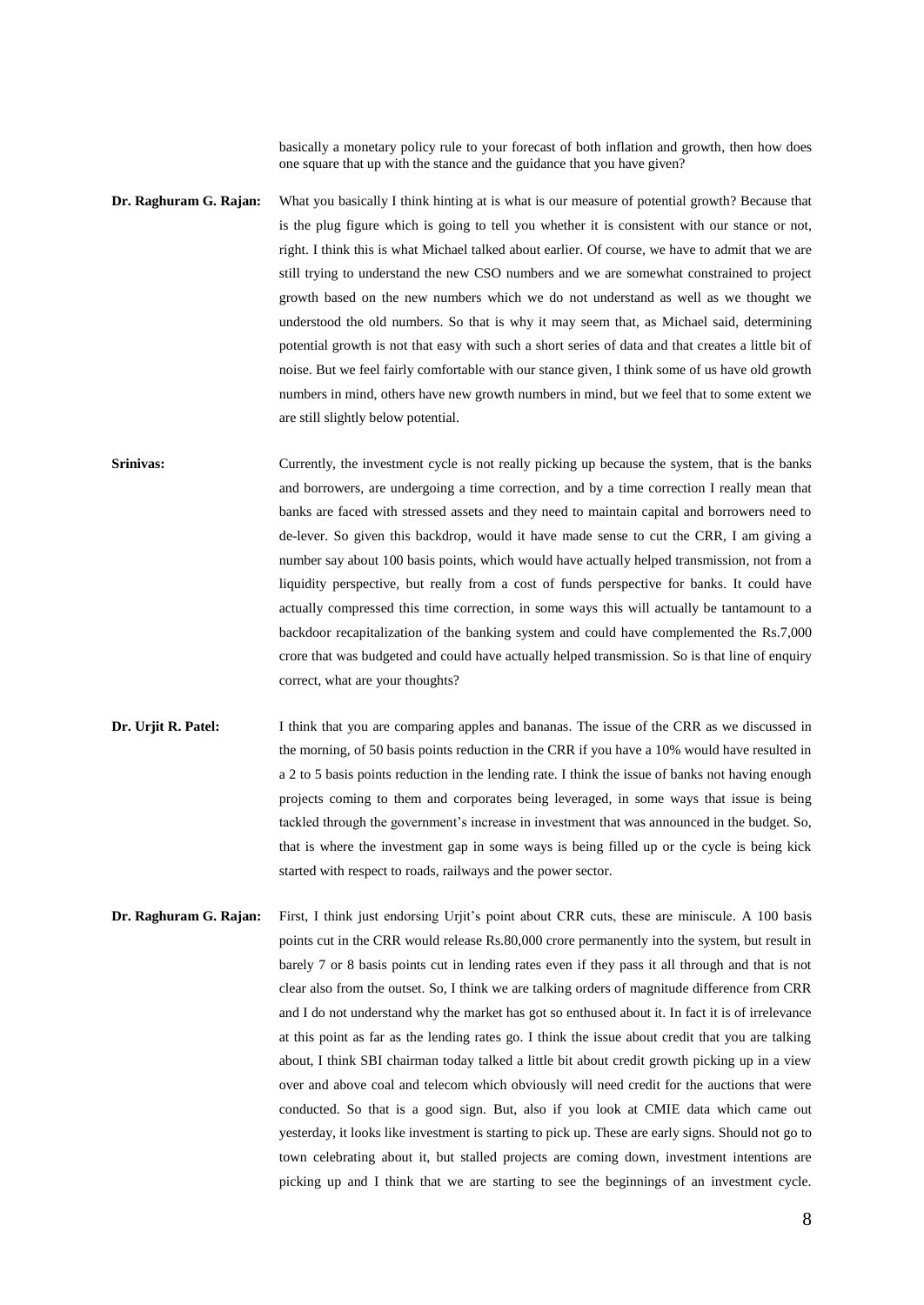basically a monetary policy rule to your forecast of both inflation and growth, then how does one square that up with the stance and the guidance that you have given?

**Dr. Raghuram G. Rajan:** What you basically I think hinting at is what is our measure of potential growth? Because that is the plug figure which is going to tell you whether it is consistent with our stance or not, right. I think this is what Michael talked about earlier. Of course, we have to admit that we are still trying to understand the new CSO numbers and we are somewhat constrained to project growth based on the new numbers which we do not understand as well as we thought we understood the old numbers. So that is why it may seem that, as Michael said, determining potential growth is not that easy with such a short series of data and that creates a little bit of noise. But we feel fairly comfortable with our stance given, I think some of us have old growth numbers in mind, others have new growth numbers in mind, but we feel that to some extent we are still slightly below potential.

**Srinivas:** Currently, the investment cycle is not really picking up because the system, that is the banks and borrowers, are undergoing a time correction, and by a time correction I really mean that banks are faced with stressed assets and they need to maintain capital and borrowers need to de-lever. So given this backdrop, would it have made sense to cut the CRR, I am giving a number say about 100 basis points, which would have actually helped transmission, not from a liquidity perspective, but really from a cost of funds perspective for banks. It could have actually compressed this time correction, in some ways this will actually be tantamount to a backdoor recapitalization of the banking system and could have complemented the Rs.7,000 crore that was budgeted and could have actually helped transmission. So is that line of enquiry correct, what are your thoughts?

**Dr. Urjit R. Patel:** I think that you are comparing apples and bananas. The issue of the CRR as we discussed in the morning, of 50 basis points reduction in the CRR if you have a 10% would have resulted in a 2 to 5 basis points reduction in the lending rate. I think the issue of banks not having enough projects coming to them and corporates being leveraged, in some ways that issue is being tackled through the government's increase in investment that was announced in the budget. So, that is where the investment gap in some ways is being filled up or the cycle is being kick started with respect to roads, railways and the power sector.

**Dr. Raghuram G. Rajan:** First, I think just endorsing Urjit's point about CRR cuts, these are miniscule. A 100 basis points cut in the CRR would release Rs.80,000 crore permanently into the system, but result in barely 7 or 8 basis points cut in lending rates even if they pass it all through and that is not clear also from the outset. So, I think we are talking orders of magnitude difference from CRR and I do not understand why the market has got so enthused about it. In fact it is of irrelevance at this point as far as the lending rates go. I think the issue about credit that you are talking about, I think SBI chairman today talked a little bit about credit growth picking up in a view over and above coal and telecom which obviously will need credit for the auctions that were conducted. So that is a good sign. But, also if you look at CMIE data which came out yesterday, it looks like investment is starting to pick up. These are early signs. Should not go to town celebrating about it, but stalled projects are coming down, investment intentions are picking up and I think that we are starting to see the beginnings of an investment cycle.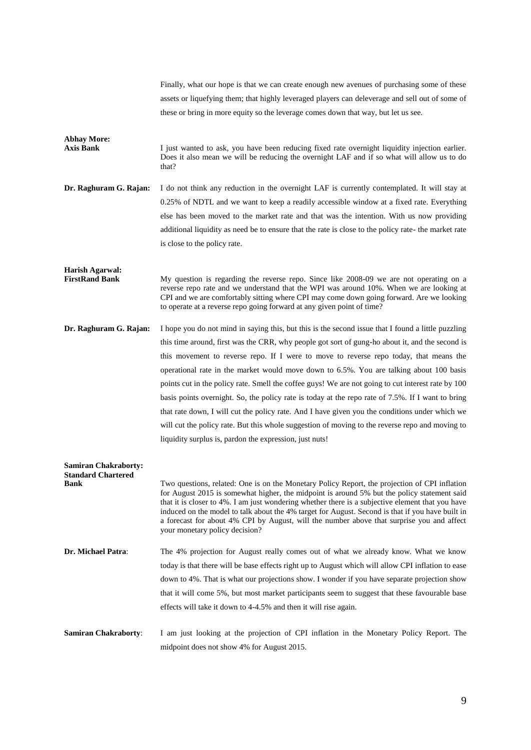Finally, what our hope is that we can create enough new avenues of purchasing some of these assets or liquefying them; that highly leveraged players can deleverage and sell out of some of these or bring in more equity so the leverage comes down that way, but let us see.

**Abhay More: Axis Bank**

I just wanted to ask, you have been reducing fixed rate overnight liquidity injection earlier. Does it also mean we will be reducing the overnight LAF and if so what will allow us to do that?

**Dr. Raghuram G. Rajan:**

I do not think any reduction in the overnight LAF is currently contemplated. It will stay at 0.25% of NDTL and we want to keep a readily accessible window at a fixed rate. Everything else has been moved to the market rate and that was the intention. With us now providing additional liquidity as need be to ensure that the rate is close to the policy rate- the market rate is close to the policy rate.

**Harish Agarwal: FirstRand Bank**

My question is regarding the reverse repo. Since like 2008-09 we are not operating on a reverse repo rate and we understand that the WPI was around 10%. When we are looking at CPI and we are comfortably sitting where CPI may come down going forward. Are we looking to operate at a reverse repo going forward at any given point of time?

**Dr. Raghuram G. Rajan:**

I hope you do not mind in saying this, but this is the second issue that I found a little puzzling this time around, first was the CRR, why people got sort of gung-ho about it, and the second is this movement to reverse repo. If I were to move to reverse repo today, that means the operational rate in the market would move down to 6.5%. You are talking about 100 basis points cut in the policy rate. Smell the coffee guys! We are not going to cut interest rate by 100 basis points overnight. So, the policy rate is today at the repo rate of 7.5%. If I want to bring that rate down, I will cut the policy rate. And I have given you the conditions under which we will cut the policy rate. But this whole suggestion of moving to the reverse repo and moving to liquidity surplus is, pardon the expression, just nuts!

**Samiran Chakraborty: Standard Chartered Bank**

Two questions, related: One is on the Monetary Policy Report, the projection of CPI inflation for August 2015 is somewhat higher, the midpoint is around 5% but the policy statement said that it is closer to 4%. I am just wondering whether there is a subjective element that you have induced on the model to talk about the 4% target for August. Second is that if you have built in a forecast for about 4% CPI by August, will the number above that surprise you and affect your monetary policy decision?

**Dr. Michael Patra:**

The 4% projection for August really comes out of what we already know. What we know today is that there will be base effects right up to August which will allow CPI inflation to ease down to 4%. That is what our projections show. I wonder if you have separate projection show that it will come 5%, but most market participants seem to suggest that these favourable base effects will take it down to 4-4.5% and then it will rise again.

**Samiran Chakraborty:**

I am just looking at the projection of CPI inflation in the Monetary Policy Report. The midpoint does not show 4% for August 2015.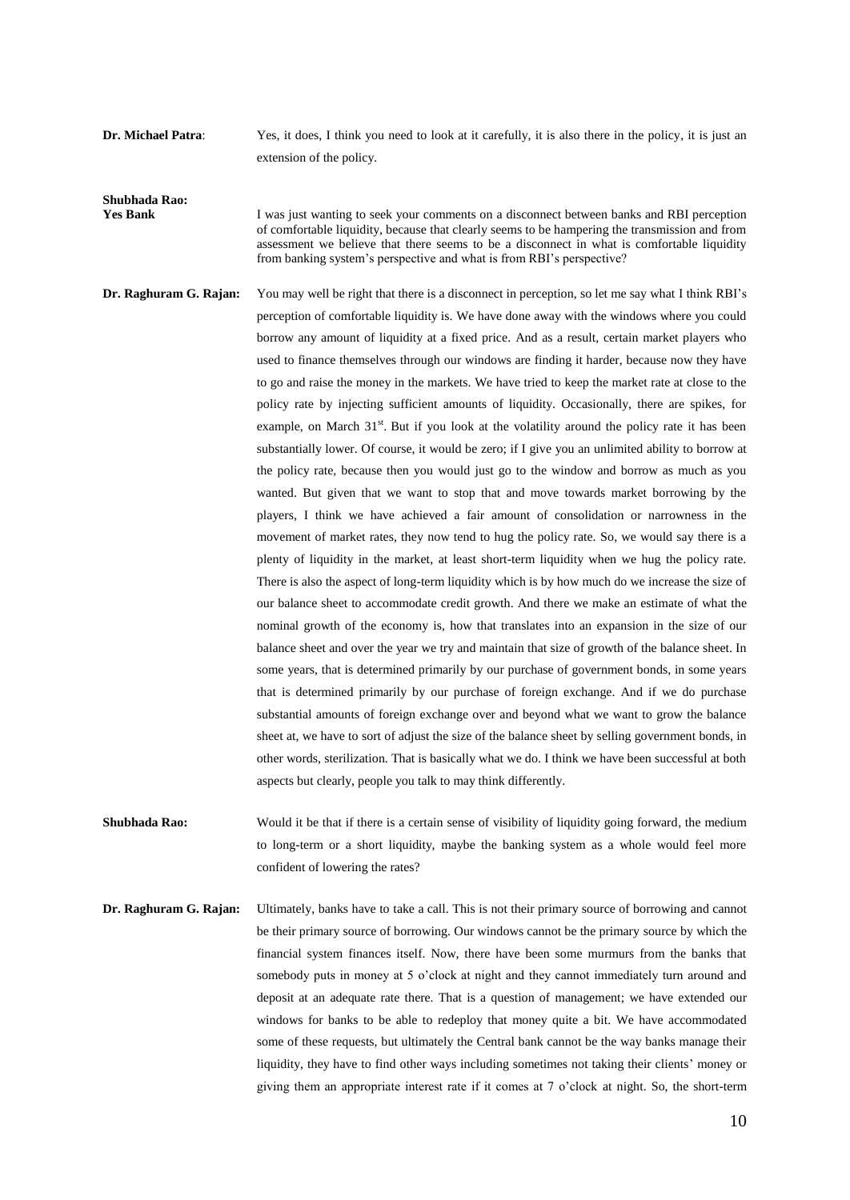**Dr. Michael Patra**: Yes, it does, I think you need to look at it carefully, it is also there in the policy, it is just an extension of the policy.

**Shubhada Rao: Yes Bank** I was just wanting to seek your comments on a disconnect between banks and RBI perception of comfortable liquidity, because that clearly seems to be hampering the transmission and from assessment we believe that there seems to be a disconnect in what is comfortable liquidity from banking system's perspective and what is from RBI's perspective?

**Dr. Raghuram G. Rajan:** You may well be right that there is a disconnect in perception, so let me say what I think RBI's perception of comfortable liquidity is. We have done away with the windows where you could borrow any amount of liquidity at a fixed price. And as a result, certain market players who used to finance themselves through our windows are finding it harder, because now they have to go and raise the money in the markets. We have tried to keep the market rate at close to the policy rate by injecting sufficient amounts of liquidity. Occasionally, there are spikes, for example, on March 31st. But if you look at the volatility around the policy rate it has been substantially lower. Of course, it would be zero; if I give you an unlimited ability to borrow at the policy rate, because then you would just go to the window and borrow as much as you wanted. But given that we want to stop that and move towards market borrowing by the players, I think we have achieved a fair amount of consolidation or narrowness in the movement of market rates, they now tend to hug the policy rate. So, we would say there is a plenty of liquidity in the market, at least short-term liquidity when we hug the policy rate. There is also the aspect of long-term liquidity which is by how much do we increase the size of our balance sheet to accommodate credit growth. And there we make an estimate of what the nominal growth of the economy is, how that translates into an expansion in the size of our balance sheet and over the year we try and maintain that size of growth of the balance sheet. In some years, that is determined primarily by our purchase of government bonds, in some years that is determined primarily by our purchase of foreign exchange. And if we do purchase substantial amounts of foreign exchange over and beyond what we want to grow the balance sheet at, we have to sort of adjust the size of the balance sheet by selling government bonds, in other words, sterilization. That is basically what we do. I think we have been successful at both aspects but clearly, people you talk to may think differently.

**Shubhada Rao:** Would it be that if there is a certain sense of visibility of liquidity going forward, the medium to long-term or a short liquidity, maybe the banking system as a whole would feel more confident of lowering the rates?

**Dr. Raghuram G. Rajan:** Ultimately, banks have to take a call. This is not their primary source of borrowing and cannot be their primary source of borrowing. Our windows cannot be the primary source by which the financial system finances itself. Now, there have been some murmurs from the banks that somebody puts in money at 5 o'clock at night and they cannot immediately turn around and deposit at an adequate rate there. That is a question of management; we have extended our windows for banks to be able to redeploy that money quite a bit. We have accommodated some of these requests, but ultimately the Central bank cannot be the way banks manage their liquidity, they have to find other ways including sometimes not taking their clients' money or giving them an appropriate interest rate if it comes at 7 o'clock at night. So, the short-term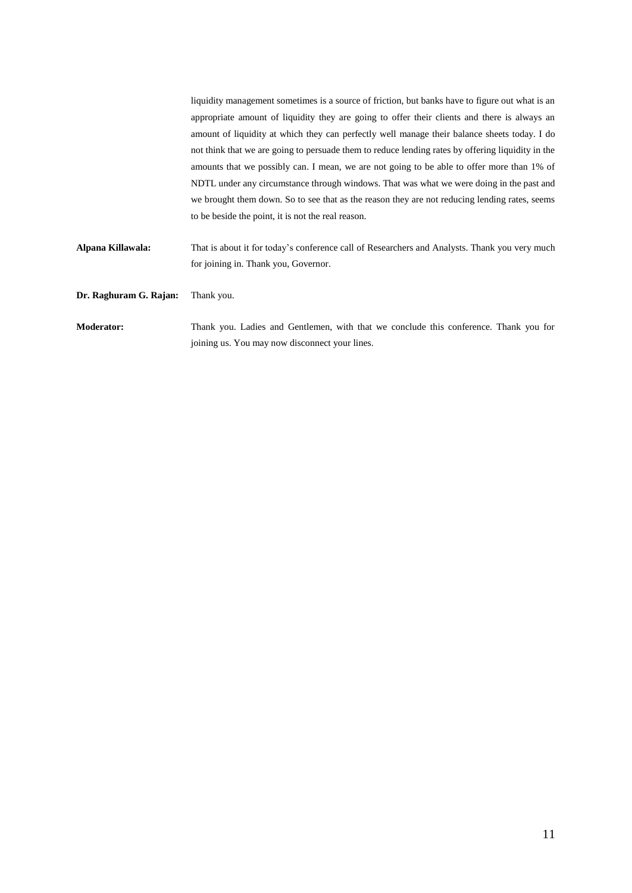liquidity management sometimes is a source of friction, but banks have to figure out what is an appropriate amount of liquidity they are going to offer their clients and there is always an amount of liquidity at which they can perfectly well manage their balance sheets today. I do not think that we are going to persuade them to reduce lending rates by offering liquidity in the amounts that we possibly can. I mean, we are not going to be able to offer more than 1% of NDTL under any circumstance through windows. That was what we were doing in the past and we brought them down. So to see that as the reason they are not reducing lending rates, seems to be beside the point, it is not the real reason.

**Alpana Killawala:** That is about it for today's conference call of Researchers and Analysts. Thank you very much for joining in. Thank you, Governor.

**Dr. Raghuram G. Rajan:** Thank you.

**Moderator:** Thank you. Ladies and Gentlemen, with that we conclude this conference. Thank you for joining us. You may now disconnect your lines.